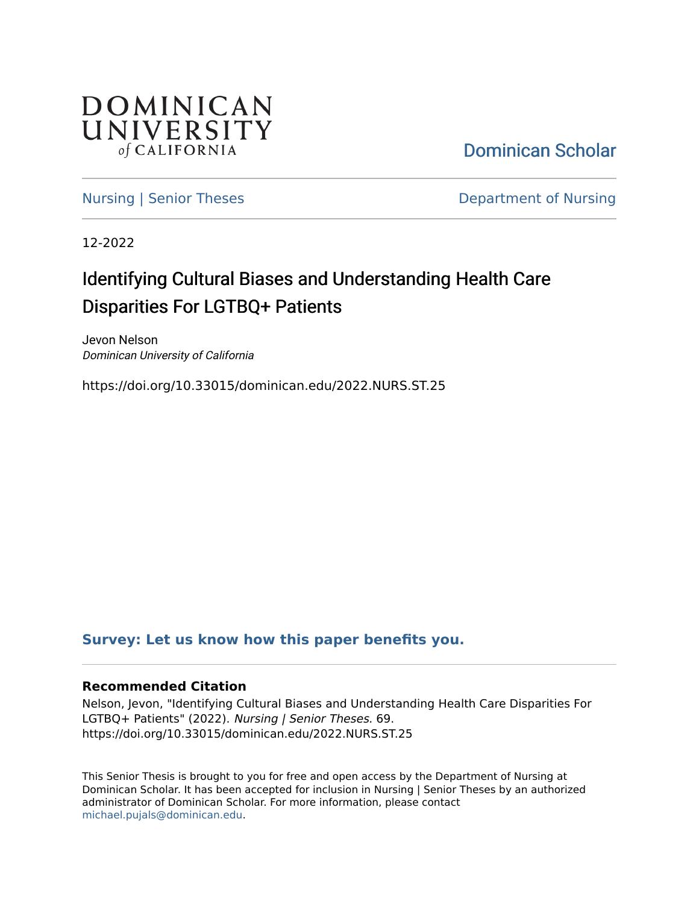DOMINICAN UNIVERSITY of CALIFORNIA

Dominican Scholar

Nursing | Senior Theses

Department of Nursing

12-2022

# Identifying Cultural Biases and Understanding Health Care Disparities For LGTBQ+ Patients

Jevon Nelson
*Dominican University of California*

https://doi.org/10.33015/dominican.edu/2022.NURS.ST.25

**Survey: Let us know how this paper benefits you.**

### Recommended Citation

Nelson, Jevon, "Identifying Cultural Biases and Understanding Health Care Disparities For LGTBQ+ Patients" (2022). *Nursing | Senior Theses.* 69.
https://doi.org/10.33015/dominican.edu/2022.NURS.ST.25

This Senior Thesis is brought to you for free and open access by the Department of Nursing at Dominican Scholar. It has been accepted for inclusion in Nursing | Senior Theses by an authorized administrator of Dominican Scholar. For more information, please contact michael.pujals@dominican.edu.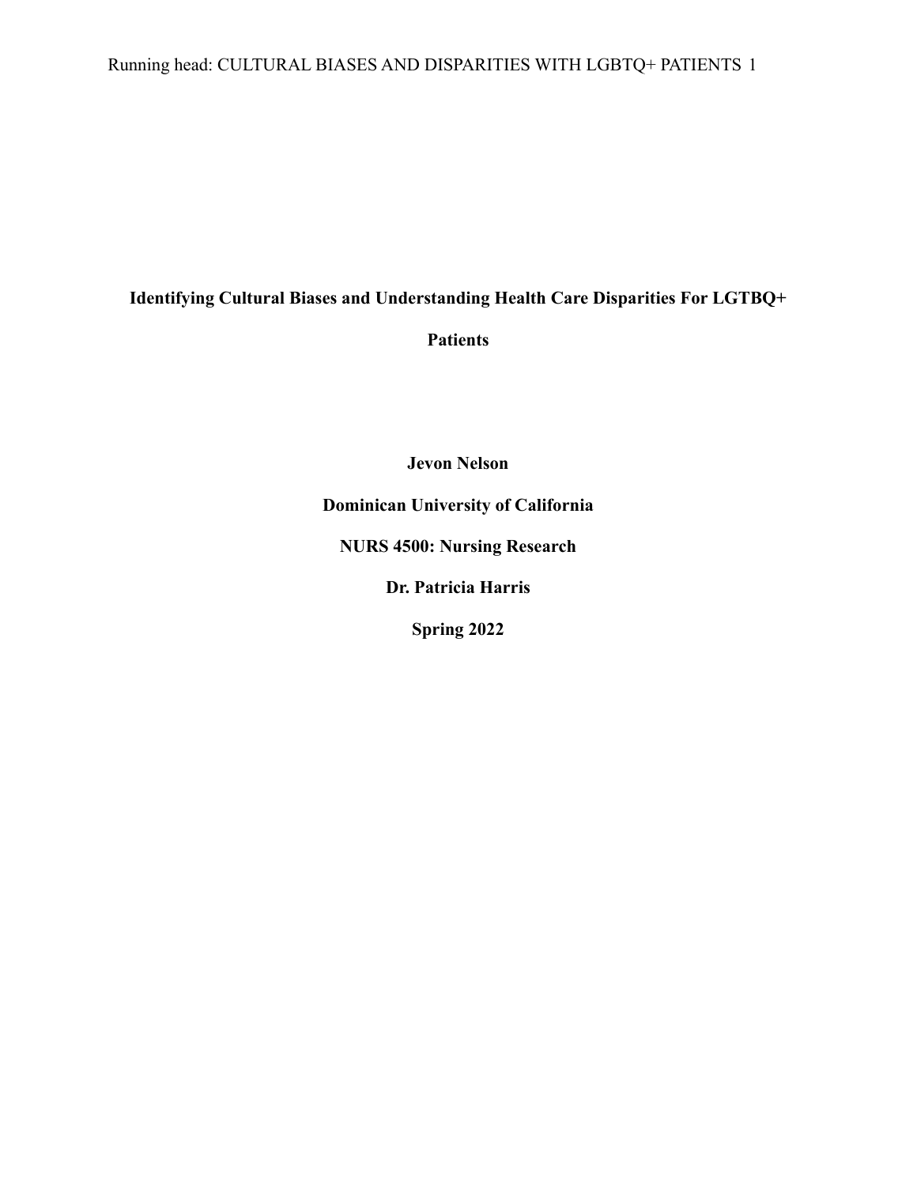**Identifying Cultural Biases and Understanding Health Care Disparities For LGTBQ+ Patients**

**Jevon Nelson**

**Dominican University of California**

**NURS 4500: Nursing Research**

**Dr. Patricia Harris**

**Spring 2022**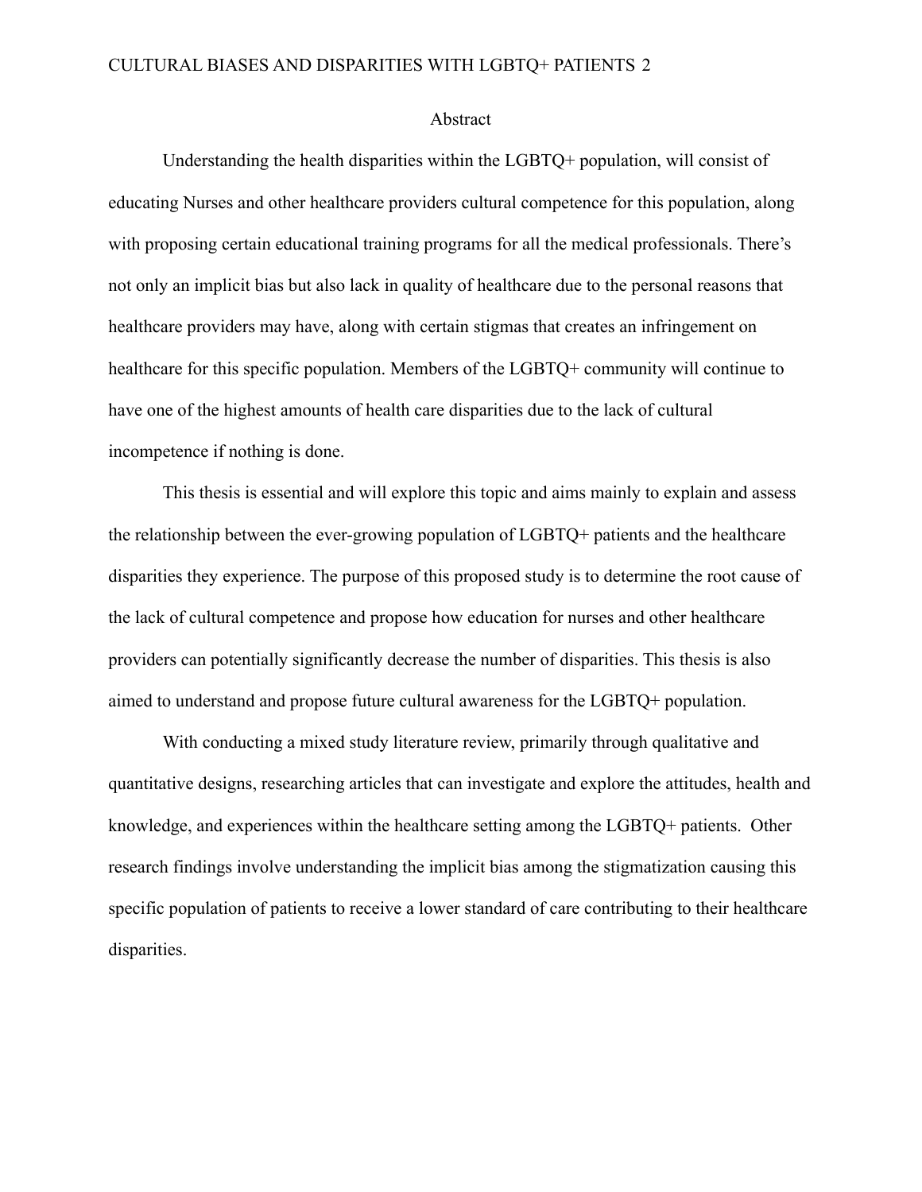# Abstract

Understanding the health disparities within the LGBTQ+ population, will consist of educating Nurses and other healthcare providers cultural competence for this population, along with proposing certain educational training programs for all the medical professionals. There's not only an implicit bias but also lack in quality of healthcare due to the personal reasons that healthcare providers may have, along with certain stigmas that creates an infringement on healthcare for this specific population. Members of the LGBTQ+ community will continue to have one of the highest amounts of health care disparities due to the lack of cultural incompetence if nothing is done.

This thesis is essential and will explore this topic and aims mainly to explain and assess the relationship between the ever-growing population of LGBTQ+ patients and the healthcare disparities they experience. The purpose of this proposed study is to determine the root cause of the lack of cultural competence and propose how education for nurses and other healthcare providers can potentially significantly decrease the number of disparities. This thesis is also aimed to understand and propose future cultural awareness for the LGBTQ+ population.

With conducting a mixed study literature review, primarily through qualitative and quantitative designs, researching articles that can investigate and explore the attitudes, health and knowledge, and experiences within the healthcare setting among the LGBTQ+ patients. Other research findings involve understanding the implicit bias among the stigmatization causing this specific population of patients to receive a lower standard of care contributing to their healthcare disparities.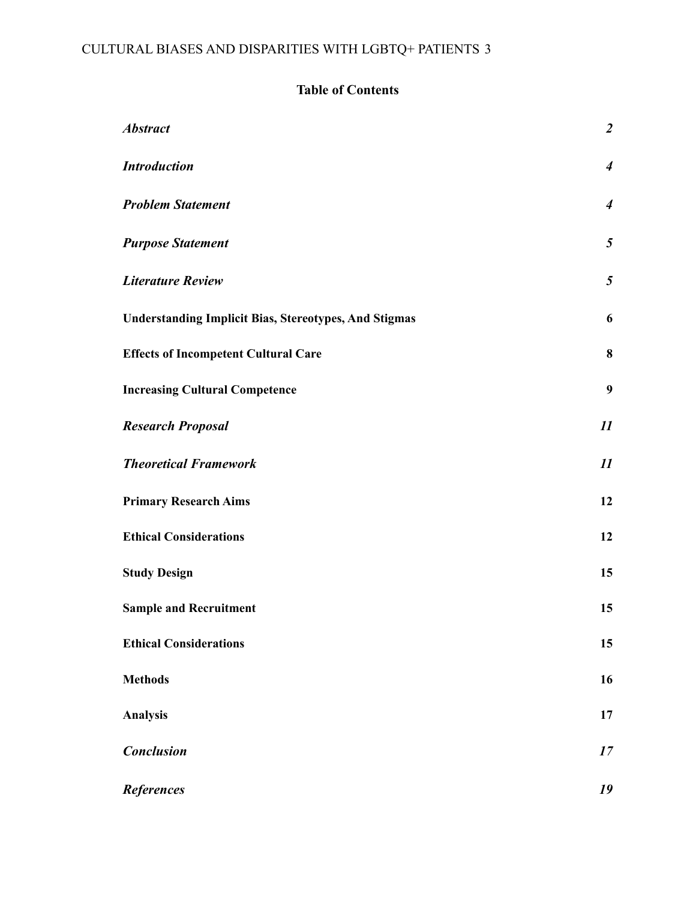## Table of Contents

| | |
|---|---|
| ***Abstract*** | ***2*** |
| ***Introduction*** | ***4*** |
| ***Problem Statement*** | ***4*** |
| ***Purpose Statement*** | ***5*** |
| ***Literature Review*** | ***5*** |
| **Understanding Implicit Bias, Stereotypes, And Stigmas** | **6** |
| **Effects of Incompetent Cultural Care** | **8** |
| **Increasing Cultural Competence** | **9** |
| ***Research Proposal*** | ***11*** |
| ***Theoretical Framework*** | ***11*** |
| **Primary Research Aims** | **12** |
| **Ethical Considerations** | **12** |
| **Study Design** | **15** |
| **Sample and Recruitment** | **15** |
| **Ethical Considerations** | **15** |
| **Methods** | **16** |
| **Analysis** | **17** |
| ***Conclusion*** | ***17*** |
| ***References*** | ***19*** |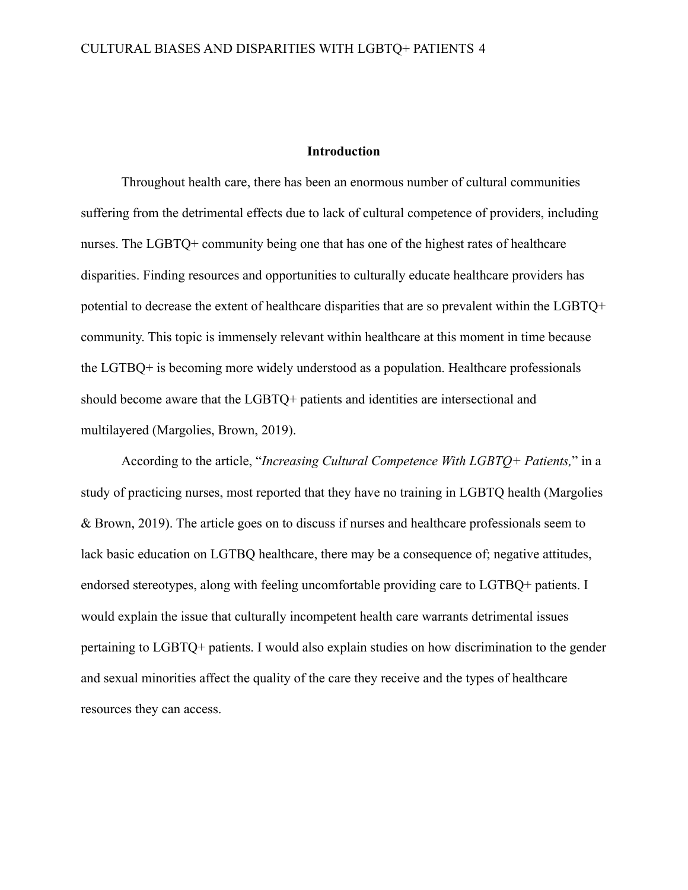## Introduction

Throughout health care, there has been an enormous number of cultural communities suffering from the detrimental effects due to lack of cultural competence of providers, including nurses. The LGBTQ+ community being one that has one of the highest rates of healthcare disparities. Finding resources and opportunities to culturally educate healthcare providers has potential to decrease the extent of healthcare disparities that are so prevalent within the LGBTQ+ community. This topic is immensely relevant within healthcare at this moment in time because the LGTBQ+ is becoming more widely understood as a population. Healthcare professionals should become aware that the LGBTQ+ patients and identities are intersectional and multilayered (Margolies, Brown, 2019).

According to the article, "*Increasing Cultural Competence With LGBTQ+ Patients,*" in a study of practicing nurses, most reported that they have no training in LGBTQ health (Margolies & Brown, 2019). The article goes on to discuss if nurses and healthcare professionals seem to lack basic education on LGTBQ healthcare, there may be a consequence of; negative attitudes, endorsed stereotypes, along with feeling uncomfortable providing care to LGTBQ+ patients. I would explain the issue that culturally incompetent health care warrants detrimental issues pertaining to LGBTQ+ patients. I would also explain studies on how discrimination to the gender and sexual minorities affect the quality of the care they receive and the types of healthcare resources they can access.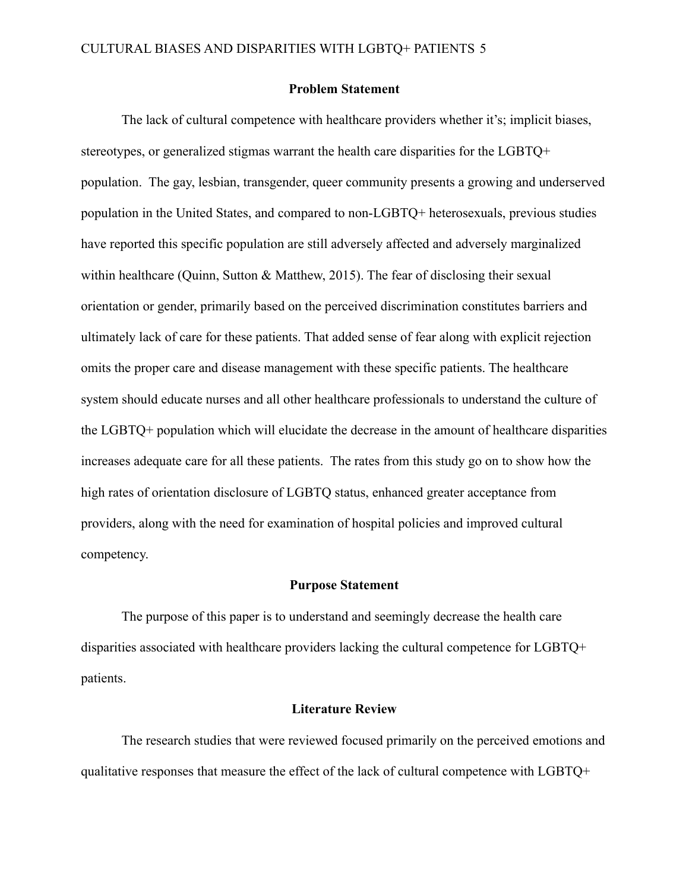## Problem Statement

The lack of cultural competence with healthcare providers whether it's; implicit biases, stereotypes, or generalized stigmas warrant the health care disparities for the LGBTQ+ population. The gay, lesbian, transgender, queer community presents a growing and underserved population in the United States, and compared to non-LGBTQ+ heterosexuals, previous studies have reported this specific population are still adversely affected and adversely marginalized within healthcare (Quinn, Sutton & Matthew, 2015). The fear of disclosing their sexual orientation or gender, primarily based on the perceived discrimination constitutes barriers and ultimately lack of care for these patients. That added sense of fear along with explicit rejection omits the proper care and disease management with these specific patients. The healthcare system should educate nurses and all other healthcare professionals to understand the culture of the LGBTQ+ population which will elucidate the decrease in the amount of healthcare disparities increases adequate care for all these patients. The rates from this study go on to show how the high rates of orientation disclosure of LGBTQ status, enhanced greater acceptance from providers, along with the need for examination of hospital policies and improved cultural competency.

## Purpose Statement

The purpose of this paper is to understand and seemingly decrease the health care disparities associated with healthcare providers lacking the cultural competence for LGBTQ+ patients.

## Literature Review

The research studies that were reviewed focused primarily on the perceived emotions and qualitative responses that measure the effect of the lack of cultural competence with LGBTQ+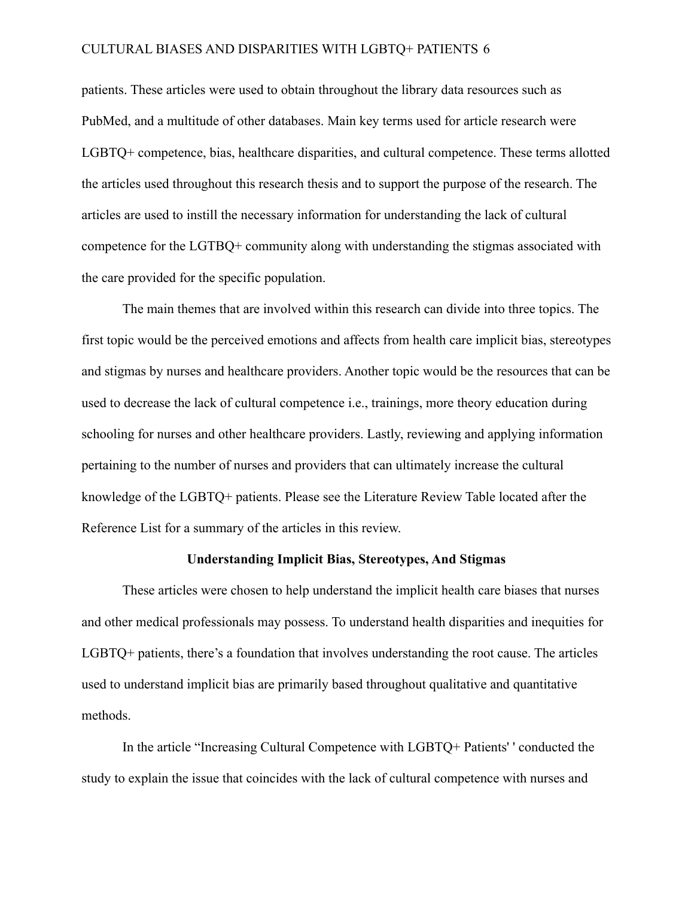patients. These articles were used to obtain throughout the library data resources such as PubMed, and a multitude of other databases. Main key terms used for article research were LGBTQ+ competence, bias, healthcare disparities, and cultural competence. These terms allotted the articles used throughout this research thesis and to support the purpose of the research. The articles are used to instill the necessary information for understanding the lack of cultural competence for the LGTBQ+ community along with understanding the stigmas associated with the care provided for the specific population.

The main themes that are involved within this research can divide into three topics. The first topic would be the perceived emotions and affects from health care implicit bias, stereotypes and stigmas by nurses and healthcare providers. Another topic would be the resources that can be used to decrease the lack of cultural competence i.e., trainings, more theory education during schooling for nurses and other healthcare providers. Lastly, reviewing and applying information pertaining to the number of nurses and providers that can ultimately increase the cultural knowledge of the LGBTQ+ patients. Please see the Literature Review Table located after the Reference List for a summary of the articles in this review.

## Understanding Implicit Bias, Stereotypes, And Stigmas

These articles were chosen to help understand the implicit health care biases that nurses and other medical professionals may possess. To understand health disparities and inequities for LGBTQ+ patients, there's a foundation that involves understanding the root cause. The articles used to understand implicit bias are primarily based throughout qualitative and quantitative methods.

In the article "Increasing Cultural Competence with LGBTQ+ Patients' ' conducted the study to explain the issue that coincides with the lack of cultural competence with nurses and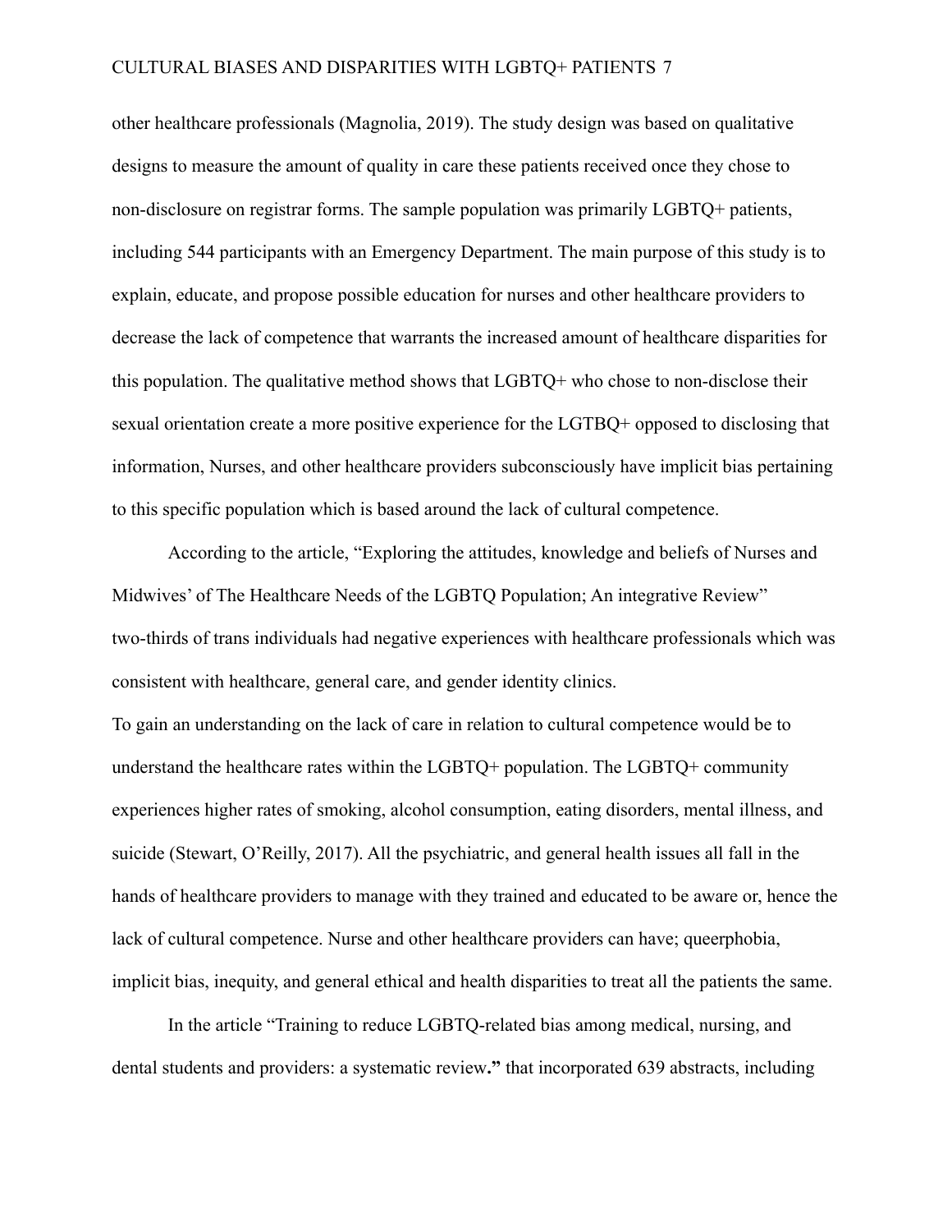other healthcare professionals (Magnolia, 2019). The study design was based on qualitative designs to measure the amount of quality in care these patients received once they chose to non-disclosure on registrar forms. The sample population was primarily LGBTQ+ patients, including 544 participants with an Emergency Department. The main purpose of this study is to explain, educate, and propose possible education for nurses and other healthcare providers to decrease the lack of competence that warrants the increased amount of healthcare disparities for this population. The qualitative method shows that LGBTQ+ who chose to non-disclose their sexual orientation create a more positive experience for the LGTBQ+ opposed to disclosing that information, Nurses, and other healthcare providers subconsciously have implicit bias pertaining to this specific population which is based around the lack of cultural competence.

According to the article, "Exploring the attitudes, knowledge and beliefs of Nurses and Midwives' of The Healthcare Needs of the LGBTQ Population; An integrative Review" two-thirds of trans individuals had negative experiences with healthcare professionals which was consistent with healthcare, general care, and gender identity clinics.

To gain an understanding on the lack of care in relation to cultural competence would be to understand the healthcare rates within the LGBTQ+ population. The LGBTQ+ community experiences higher rates of smoking, alcohol consumption, eating disorders, mental illness, and suicide (Stewart, O'Reilly, 2017). All the psychiatric, and general health issues all fall in the hands of healthcare providers to manage with they trained and educated to be aware or, hence the lack of cultural competence. Nurse and other healthcare providers can have; queerphobia, implicit bias, inequity, and general ethical and health disparities to treat all the patients the same.

In the article "Training to reduce LGBTQ-related bias among medical, nursing, and dental students and providers: a systematic review**."** that incorporated 639 abstracts, including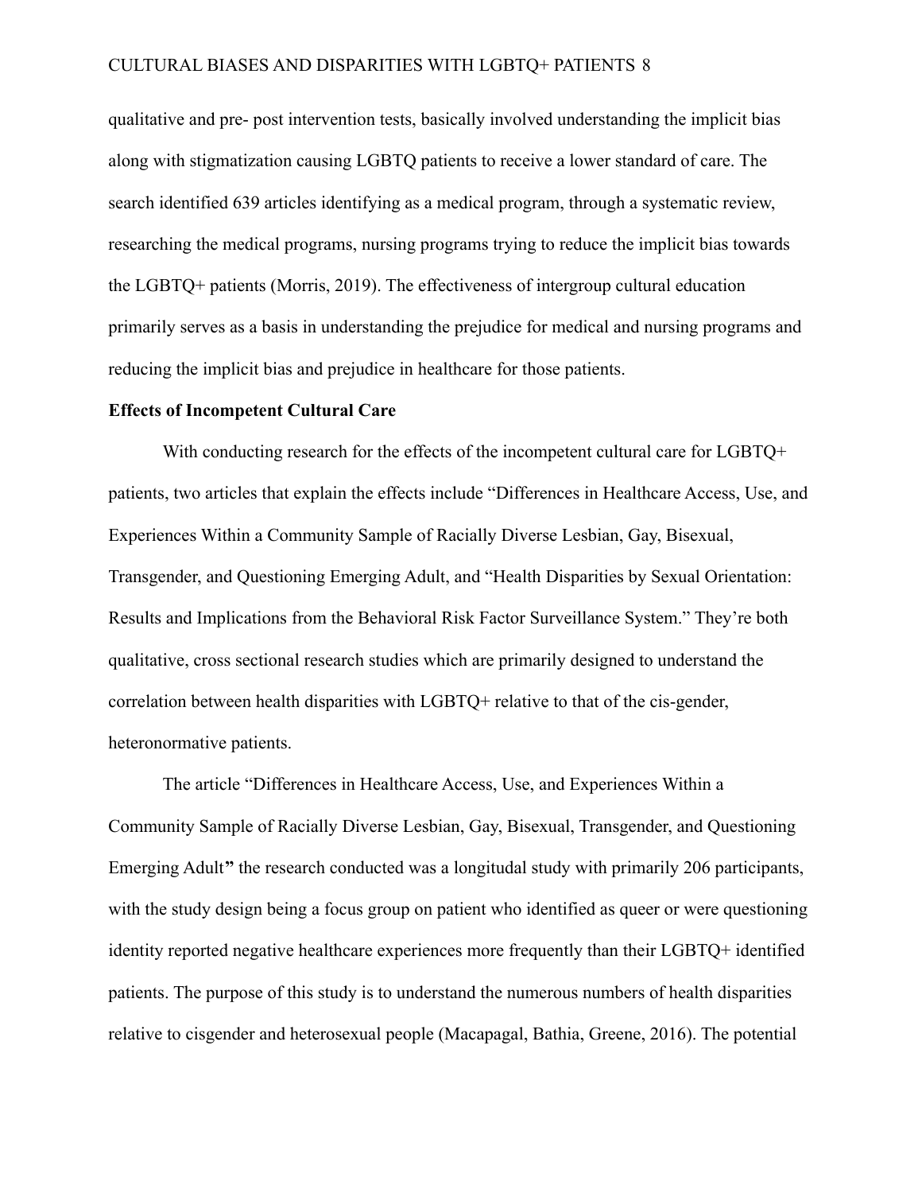qualitative and pre- post intervention tests, basically involved understanding the implicit bias along with stigmatization causing LGBTQ patients to receive a lower standard of care. The search identified 639 articles identifying as a medical program, through a systematic review, researching the medical programs, nursing programs trying to reduce the implicit bias towards the LGBTQ+ patients (Morris, 2019). The effectiveness of intergroup cultural education primarily serves as a basis in understanding the prejudice for medical and nursing programs and reducing the implicit bias and prejudice in healthcare for those patients.

**Effects of Incompetent Cultural Care**

With conducting research for the effects of the incompetent cultural care for LGBTQ+ patients, two articles that explain the effects include "Differences in Healthcare Access, Use, and Experiences Within a Community Sample of Racially Diverse Lesbian, Gay, Bisexual, Transgender, and Questioning Emerging Adult, and "Health Disparities by Sexual Orientation: Results and Implications from the Behavioral Risk Factor Surveillance System." They're both qualitative, cross sectional research studies which are primarily designed to understand the correlation between health disparities with LGBTQ+ relative to that of the cis-gender, heteronormative patients.

The article "Differences in Healthcare Access, Use, and Experiences Within a Community Sample of Racially Diverse Lesbian, Gay, Bisexual, Transgender, and Questioning Emerging Adult**"** the research conducted was a longitudal study with primarily 206 participants, with the study design being a focus group on patient who identified as queer or were questioning identity reported negative healthcare experiences more frequently than their LGBTQ+ identified patients. The purpose of this study is to understand the numerous numbers of health disparities relative to cisgender and heterosexual people (Macapagal, Bathia, Greene, 2016). The potential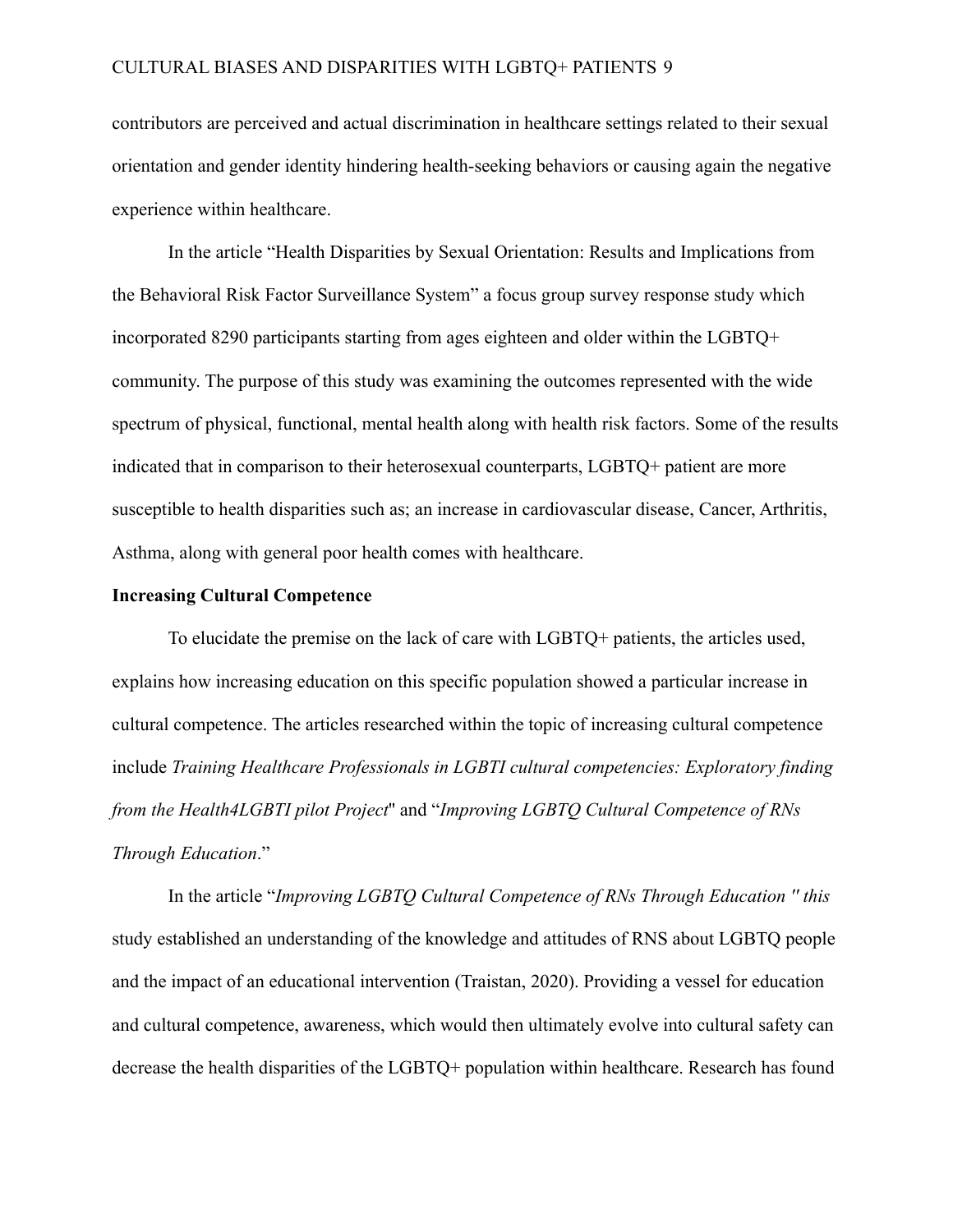contributors are perceived and actual discrimination in healthcare settings related to their sexual orientation and gender identity hindering health-seeking behaviors or causing again the negative experience within healthcare.

In the article "Health Disparities by Sexual Orientation: Results and Implications from the Behavioral Risk Factor Surveillance System" a focus group survey response study which incorporated 8290 participants starting from ages eighteen and older within the LGBTQ+ community. The purpose of this study was examining the outcomes represented with the wide spectrum of physical, functional, mental health along with health risk factors. Some of the results indicated that in comparison to their heterosexual counterparts, LGBTQ+ patient are more susceptible to health disparities such as; an increase in cardiovascular disease, Cancer, Arthritis, Asthma, along with general poor health comes with healthcare.

**Increasing Cultural Competence**

To elucidate the premise on the lack of care with LGBTQ+ patients, the articles used, explains how increasing education on this specific population showed a particular increase in cultural competence. The articles researched within the topic of increasing cultural competence include *Training Healthcare Professionals in LGBTI cultural competencies: Exploratory finding from the Health4LGBTI pilot Project*" and "*Improving LGBTQ Cultural Competence of RNs Through Education*."

In the article "*Improving LGBTQ Cultural Competence of RNs Through Education " this* study established an understanding of the knowledge and attitudes of RNS about LGBTQ people and the impact of an educational intervention (Traistan, 2020). Providing a vessel for education and cultural competence, awareness, which would then ultimately evolve into cultural safety can decrease the health disparities of the LGBTQ+ population within healthcare. Research has found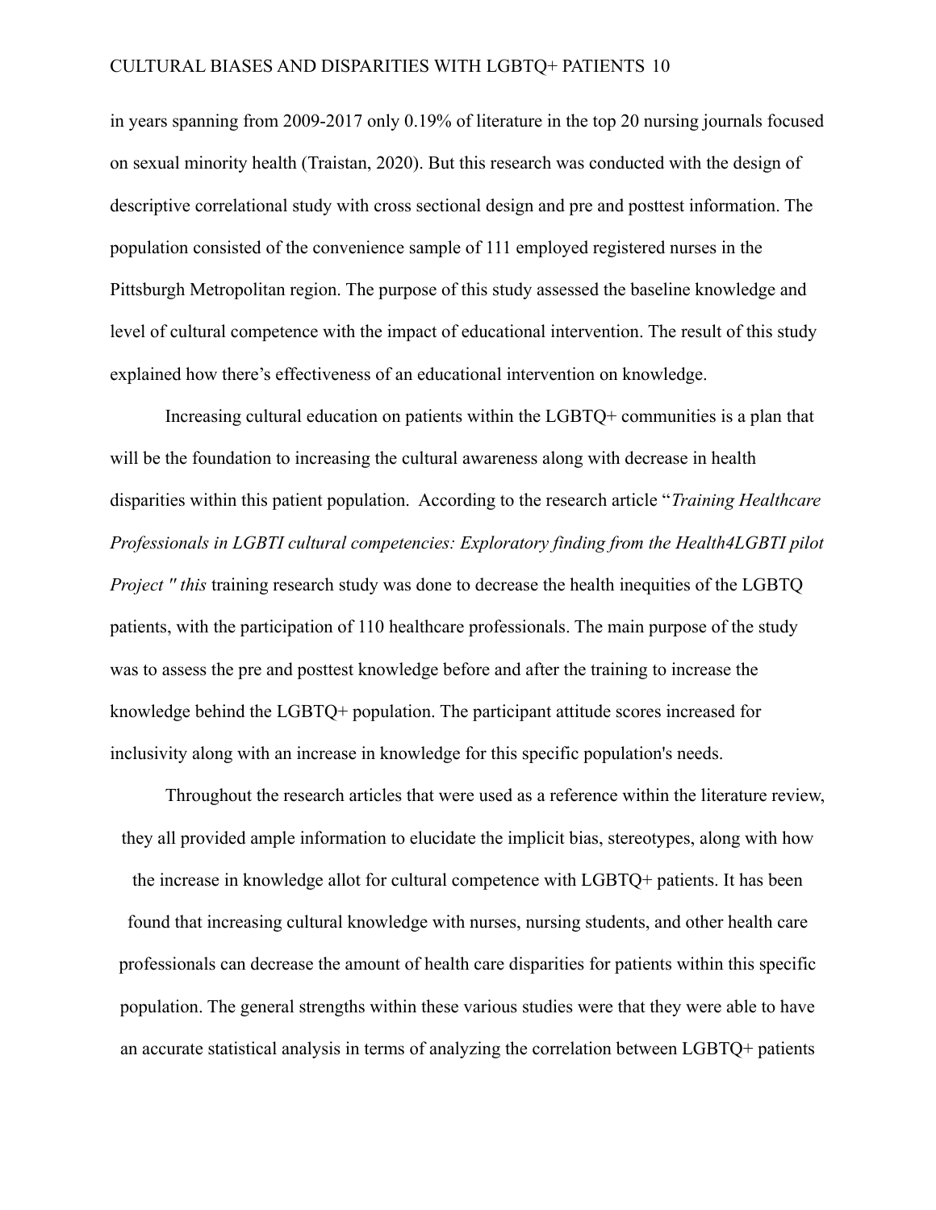in years spanning from 2009-2017 only 0.19% of literature in the top 20 nursing journals focused on sexual minority health (Traistan, 2020). But this research was conducted with the design of descriptive correlational study with cross sectional design and pre and posttest information. The population consisted of the convenience sample of 111 employed registered nurses in the Pittsburgh Metropolitan region. The purpose of this study assessed the baseline knowledge and level of cultural competence with the impact of educational intervention. The result of this study explained how there's effectiveness of an educational intervention on knowledge.

Increasing cultural education on patients within the LGBTQ+ communities is a plan that will be the foundation to increasing the cultural awareness along with decrease in health disparities within this patient population. According to the research article "*Training Healthcare Professionals in LGBTI cultural competencies: Exploratory finding from the Health4LGBTI pilot Project " this* training research study was done to decrease the health inequities of the LGBTQ patients, with the participation of 110 healthcare professionals. The main purpose of the study was to assess the pre and posttest knowledge before and after the training to increase the knowledge behind the LGBTQ+ population. The participant attitude scores increased for inclusivity along with an increase in knowledge for this specific population's needs.

Throughout the research articles that were used as a reference within the literature review, they all provided ample information to elucidate the implicit bias, stereotypes, along with how the increase in knowledge allot for cultural competence with LGBTQ+ patients. It has been found that increasing cultural knowledge with nurses, nursing students, and other health care professionals can decrease the amount of health care disparities for patients within this specific population. The general strengths within these various studies were that they were able to have an accurate statistical analysis in terms of analyzing the correlation between LGBTQ+ patients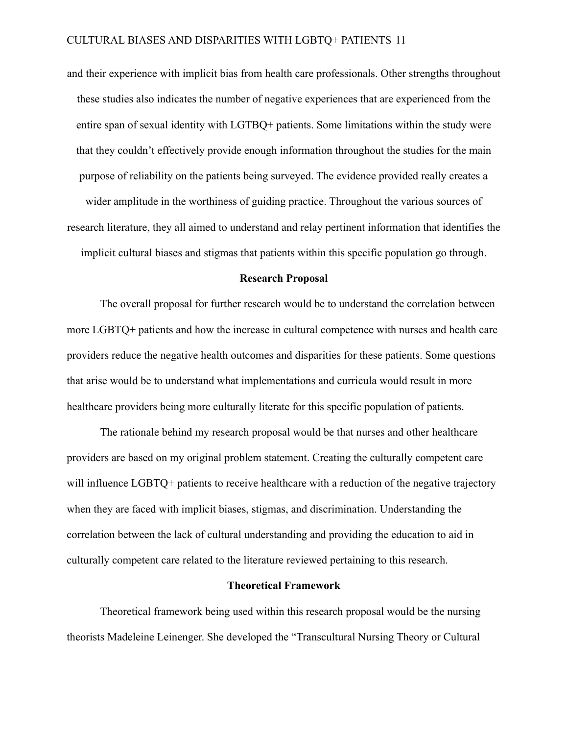and their experience with implicit bias from health care professionals. Other strengths throughout these studies also indicates the number of negative experiences that are experienced from the entire span of sexual identity with LGTBQ+ patients. Some limitations within the study were that they couldn't effectively provide enough information throughout the studies for the main purpose of reliability on the patients being surveyed. The evidence provided really creates a wider amplitude in the worthiness of guiding practice. Throughout the various sources of research literature, they all aimed to understand and relay pertinent information that identifies the implicit cultural biases and stigmas that patients within this specific population go through.

## Research Proposal

The overall proposal for further research would be to understand the correlation between more LGBTQ+ patients and how the increase in cultural competence with nurses and health care providers reduce the negative health outcomes and disparities for these patients. Some questions that arise would be to understand what implementations and curricula would result in more healthcare providers being more culturally literate for this specific population of patients.

The rationale behind my research proposal would be that nurses and other healthcare providers are based on my original problem statement. Creating the culturally competent care will influence LGBTQ+ patients to receive healthcare with a reduction of the negative trajectory when they are faced with implicit biases, stigmas, and discrimination. Understanding the correlation between the lack of cultural understanding and providing the education to aid in culturally competent care related to the literature reviewed pertaining to this research.

## Theoretical Framework

Theoretical framework being used within this research proposal would be the nursing theorists Madeleine Leinenger. She developed the "Transcultural Nursing Theory or Cultural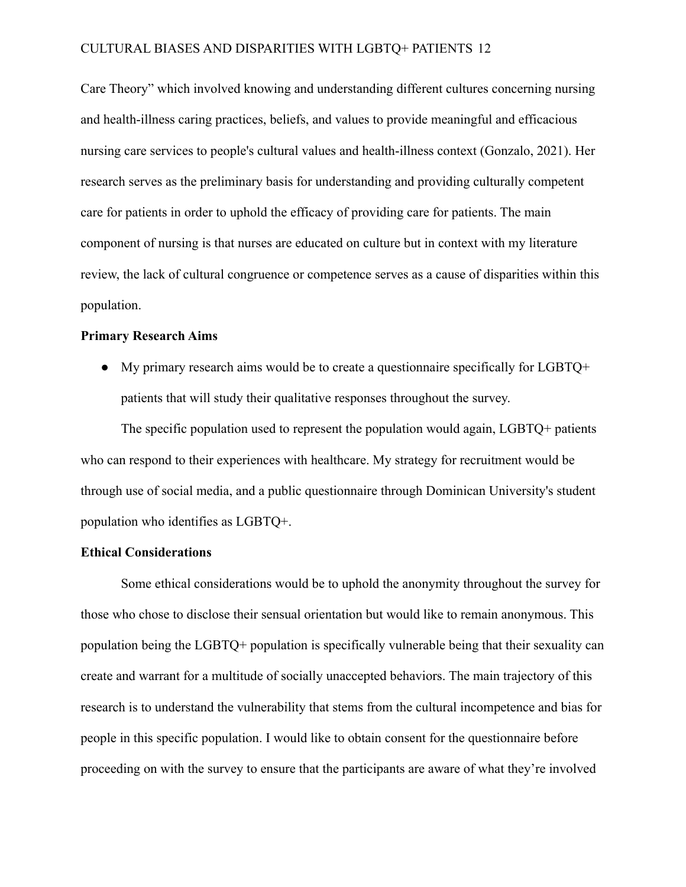Care Theory" which involved knowing and understanding different cultures concerning nursing and health-illness caring practices, beliefs, and values to provide meaningful and efficacious nursing care services to people's cultural values and health-illness context (Gonzalo, 2021). Her research serves as the preliminary basis for understanding and providing culturally competent care for patients in order to uphold the efficacy of providing care for patients. The main component of nursing is that nurses are educated on culture but in context with my literature review, the lack of cultural congruence or competence serves as a cause of disparities within this population.

**Primary Research Aims**

- My primary research aims would be to create a questionnaire specifically for LGBTQ+ patients that will study their qualitative responses throughout the survey.

The specific population used to represent the population would again, LGBTQ+ patients who can respond to their experiences with healthcare. My strategy for recruitment would be through use of social media, and a public questionnaire through Dominican University's student population who identifies as LGBTQ+.

**Ethical Considerations**

Some ethical considerations would be to uphold the anonymity throughout the survey for those who chose to disclose their sensual orientation but would like to remain anonymous. This population being the LGBTQ+ population is specifically vulnerable being that their sexuality can create and warrant for a multitude of socially unaccepted behaviors. The main trajectory of this research is to understand the vulnerability that stems from the cultural incompetence and bias for people in this specific population. I would like to obtain consent for the questionnaire before proceeding on with the survey to ensure that the participants are aware of what they're involved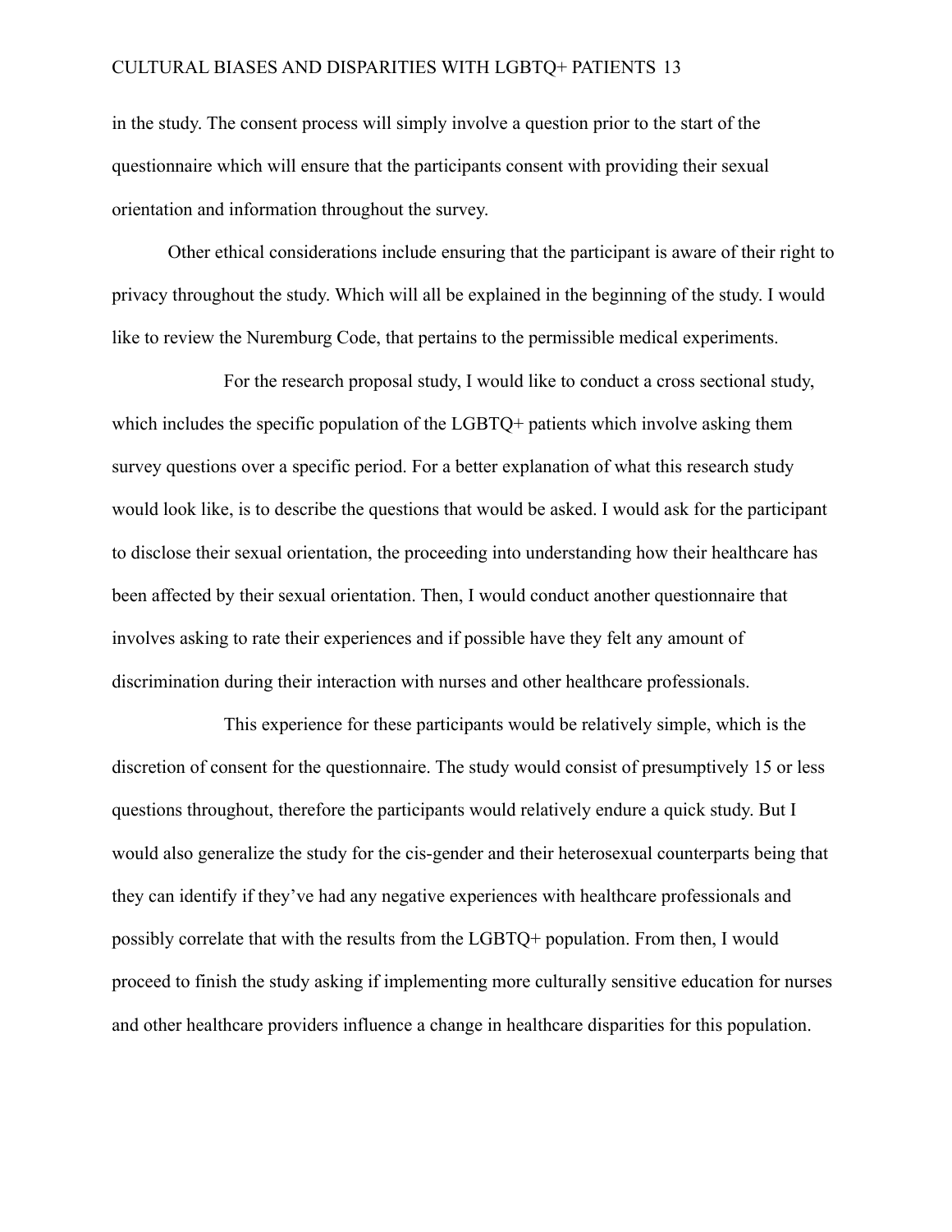in the study. The consent process will simply involve a question prior to the start of the questionnaire which will ensure that the participants consent with providing their sexual orientation and information throughout the survey.

Other ethical considerations include ensuring that the participant is aware of their right to privacy throughout the study. Which will all be explained in the beginning of the study. I would like to review the Nuremburg Code, that pertains to the permissible medical experiments.

For the research proposal study, I would like to conduct a cross sectional study, which includes the specific population of the LGBTQ+ patients which involve asking them survey questions over a specific period. For a better explanation of what this research study would look like, is to describe the questions that would be asked. I would ask for the participant to disclose their sexual orientation, the proceeding into understanding how their healthcare has been affected by their sexual orientation. Then, I would conduct another questionnaire that involves asking to rate their experiences and if possible have they felt any amount of discrimination during their interaction with nurses and other healthcare professionals.

This experience for these participants would be relatively simple, which is the discretion of consent for the questionnaire. The study would consist of presumptively 15 or less questions throughout, therefore the participants would relatively endure a quick study. But I would also generalize the study for the cis-gender and their heterosexual counterparts being that they can identify if they've had any negative experiences with healthcare professionals and possibly correlate that with the results from the LGBTQ+ population. From then, I would proceed to finish the study asking if implementing more culturally sensitive education for nurses and other healthcare providers influence a change in healthcare disparities for this population.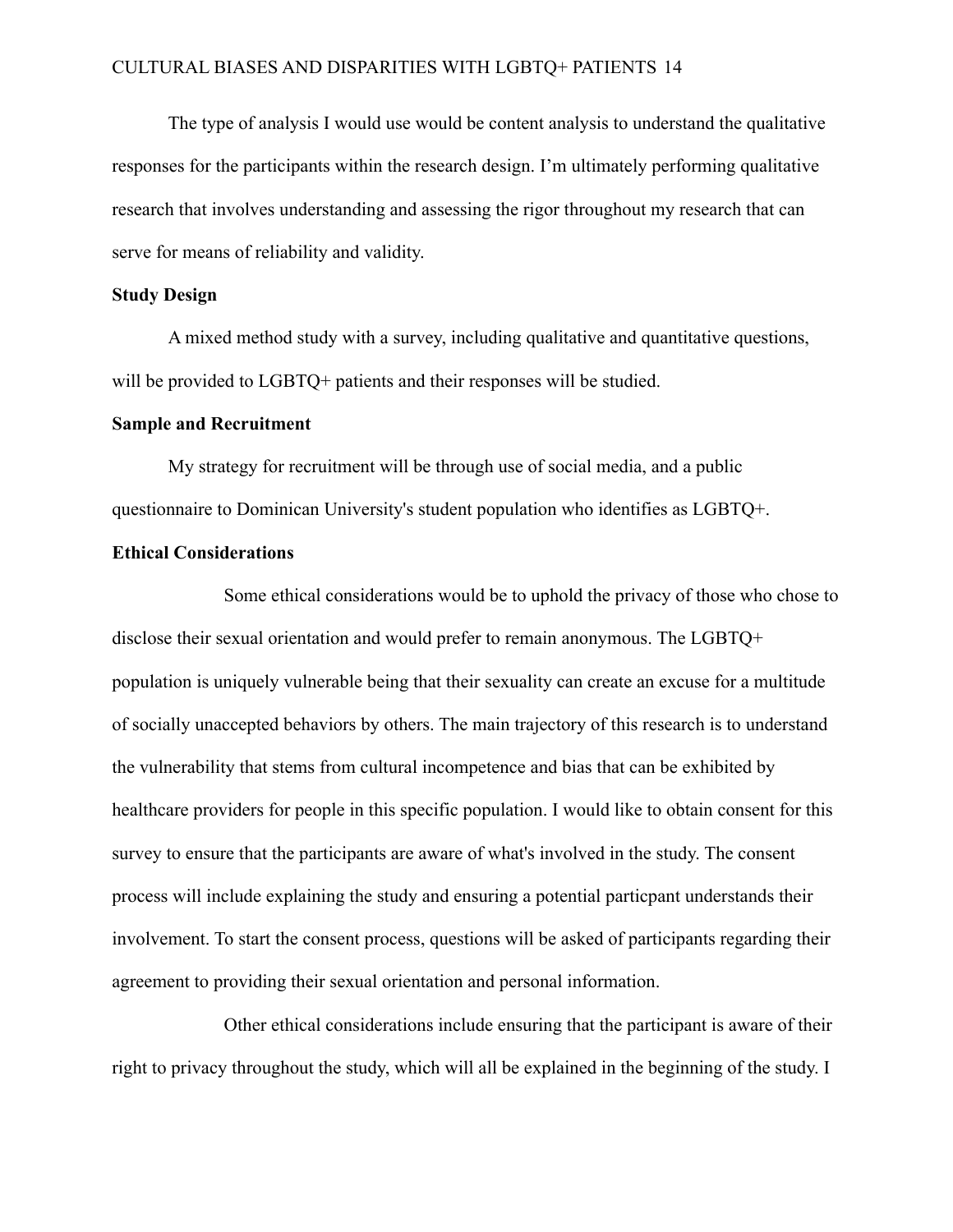The type of analysis I would use would be content analysis to understand the qualitative responses for the participants within the research design. I'm ultimately performing qualitative research that involves understanding and assessing the rigor throughout my research that can serve for means of reliability and validity.

**Study Design**

A mixed method study with a survey, including qualitative and quantitative questions, will be provided to LGBTQ+ patients and their responses will be studied.

**Sample and Recruitment**

My strategy for recruitment will be through use of social media, and a public questionnaire to Dominican University's student population who identifies as LGBTQ+.

**Ethical Considerations**

Some ethical considerations would be to uphold the privacy of those who chose to disclose their sexual orientation and would prefer to remain anonymous. The LGBTQ+ population is uniquely vulnerable being that their sexuality can create an excuse for a multitude of socially unaccepted behaviors by others. The main trajectory of this research is to understand the vulnerability that stems from cultural incompetence and bias that can be exhibited by healthcare providers for people in this specific population. I would like to obtain consent for this survey to ensure that the participants are aware of what's involved in the study. The consent process will include explaining the study and ensuring a potential particpant understands their involvement. To start the consent process, questions will be asked of participants regarding their agreement to providing their sexual orientation and personal information.

Other ethical considerations include ensuring that the participant is aware of their right to privacy throughout the study, which will all be explained in the beginning of the study. I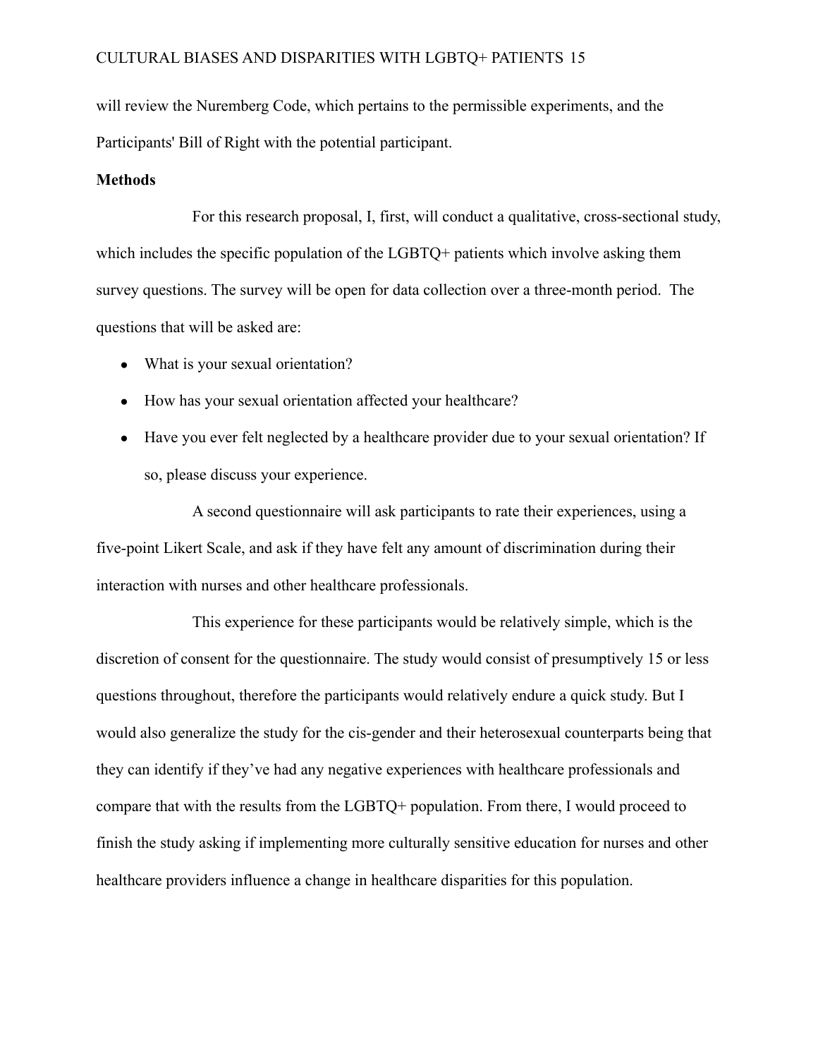will review the Nuremberg Code, which pertains to the permissible experiments, and the Participants' Bill of Right with the potential participant.

**Methods**

For this research proposal, I, first, will conduct a qualitative, cross-sectional study, which includes the specific population of the LGBTQ+ patients which involve asking them survey questions. The survey will be open for data collection over a three-month period. The questions that will be asked are:

- What is your sexual orientation?
- How has your sexual orientation affected your healthcare?
- Have you ever felt neglected by a healthcare provider due to your sexual orientation? If so, please discuss your experience.

A second questionnaire will ask participants to rate their experiences, using a five-point Likert Scale, and ask if they have felt any amount of discrimination during their interaction with nurses and other healthcare professionals.

This experience for these participants would be relatively simple, which is the discretion of consent for the questionnaire. The study would consist of presumptively 15 or less questions throughout, therefore the participants would relatively endure a quick study. But I would also generalize the study for the cis-gender and their heterosexual counterparts being that they can identify if they've had any negative experiences with healthcare professionals and compare that with the results from the LGBTQ+ population. From there, I would proceed to finish the study asking if implementing more culturally sensitive education for nurses and other healthcare providers influence a change in healthcare disparities for this population.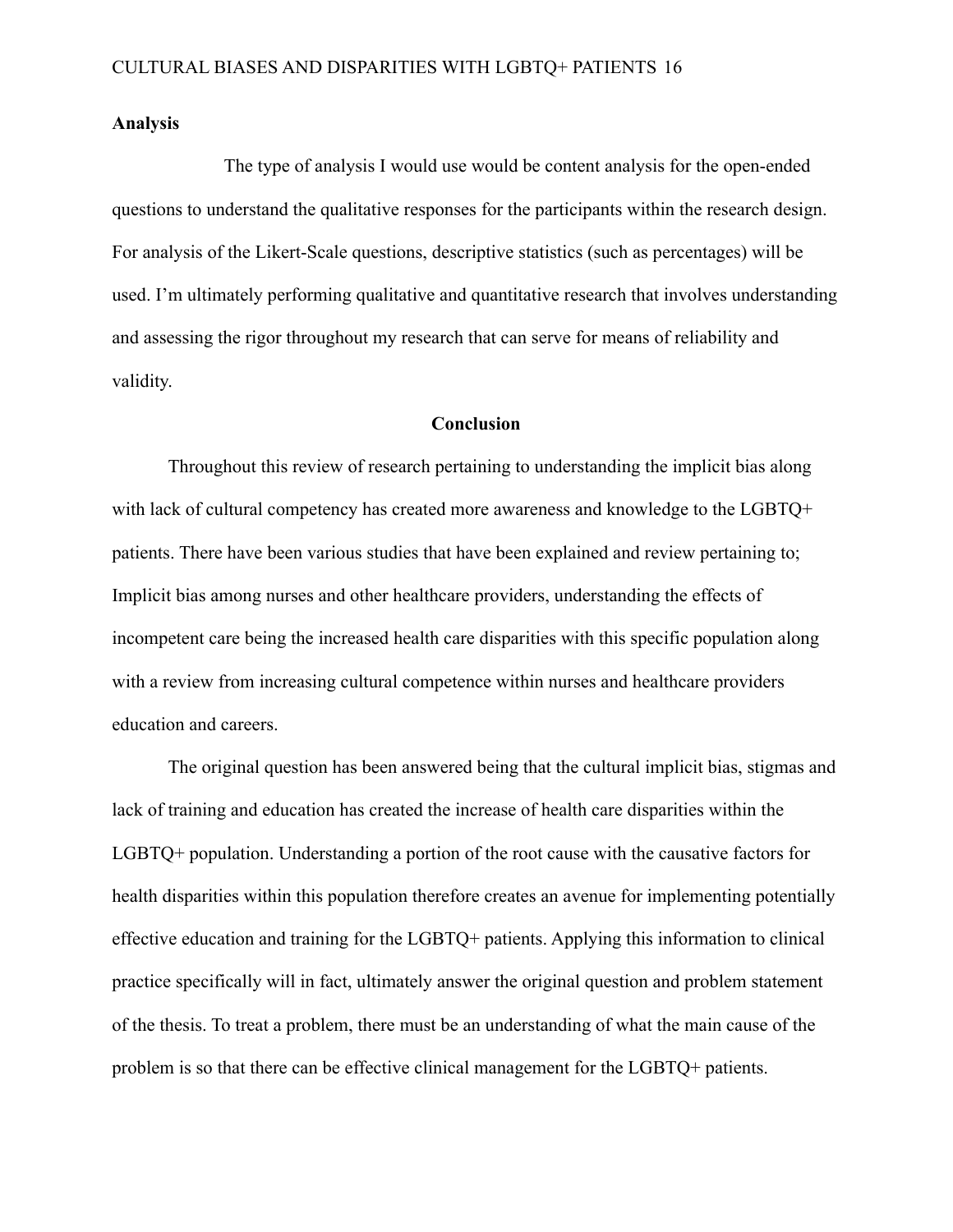**Analysis**

The type of analysis I would use would be content analysis for the open-ended questions to understand the qualitative responses for the participants within the research design. For analysis of the Likert-Scale questions, descriptive statistics (such as percentages) will be used. I'm ultimately performing qualitative and quantitative research that involves understanding and assessing the rigor throughout my research that can serve for means of reliability and validity.

## Conclusion

Throughout this review of research pertaining to understanding the implicit bias along with lack of cultural competency has created more awareness and knowledge to the LGBTQ+ patients. There have been various studies that have been explained and review pertaining to; Implicit bias among nurses and other healthcare providers, understanding the effects of incompetent care being the increased health care disparities with this specific population along with a review from increasing cultural competence within nurses and healthcare providers education and careers.

The original question has been answered being that the cultural implicit bias, stigmas and lack of training and education has created the increase of health care disparities within the LGBTQ+ population. Understanding a portion of the root cause with the causative factors for health disparities within this population therefore creates an avenue for implementing potentially effective education and training for the LGBTQ+ patients. Applying this information to clinical practice specifically will in fact, ultimately answer the original question and problem statement of the thesis. To treat a problem, there must be an understanding of what the main cause of the problem is so that there can be effective clinical management for the LGBTQ+ patients.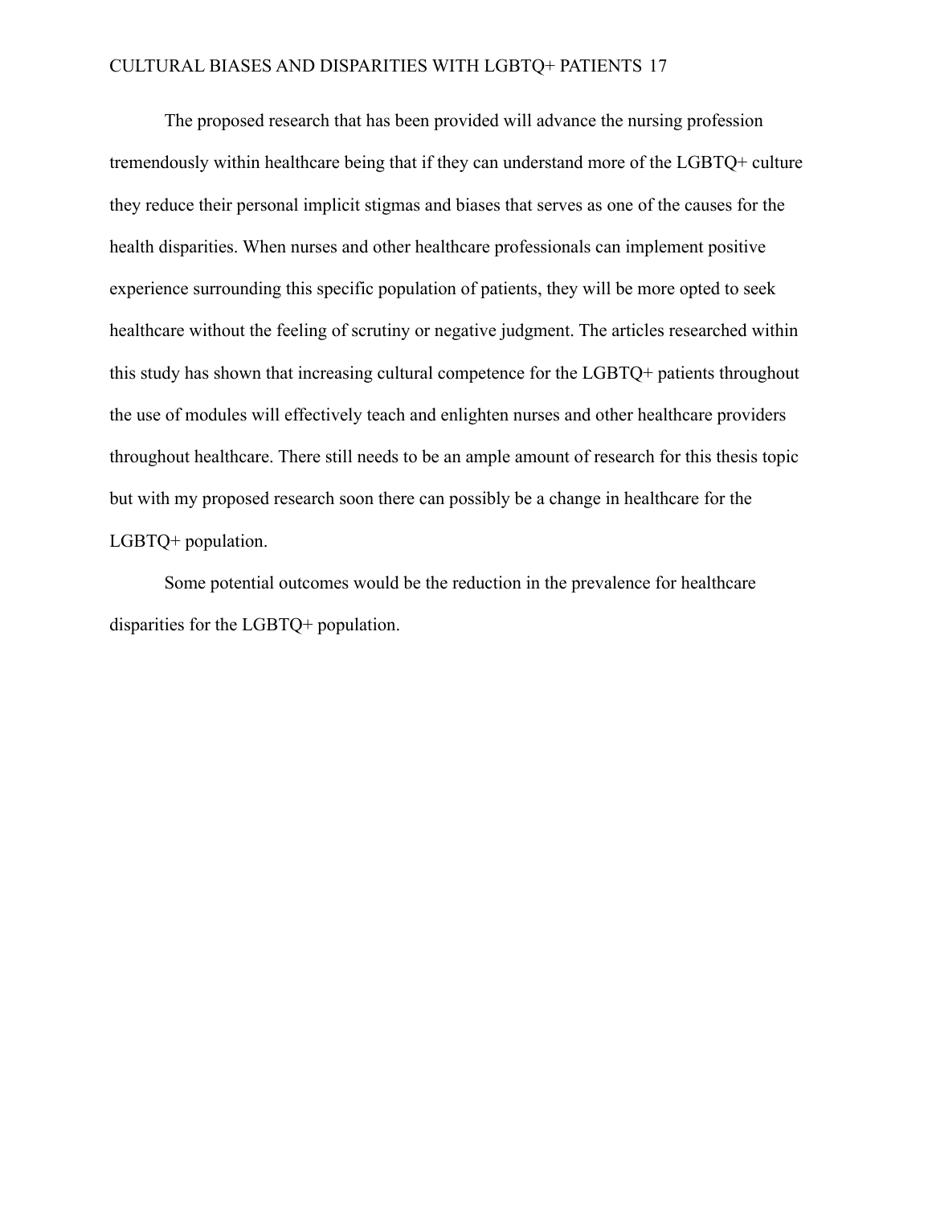The proposed research that has been provided will advance the nursing profession tremendously within healthcare being that if they can understand more of the LGBTQ+ culture they reduce their personal implicit stigmas and biases that serves as one of the causes for the health disparities. When nurses and other healthcare professionals can implement positive experience surrounding this specific population of patients, they will be more opted to seek healthcare without the feeling of scrutiny or negative judgment. The articles researched within this study has shown that increasing cultural competence for the LGBTQ+ patients throughout the use of modules will effectively teach and enlighten nurses and other healthcare providers throughout healthcare. There still needs to be an ample amount of research for this thesis topic but with my proposed research soon there can possibly be a change in healthcare for the LGBTQ+ population.

Some potential outcomes would be the reduction in the prevalence for healthcare disparities for the LGBTQ+ population.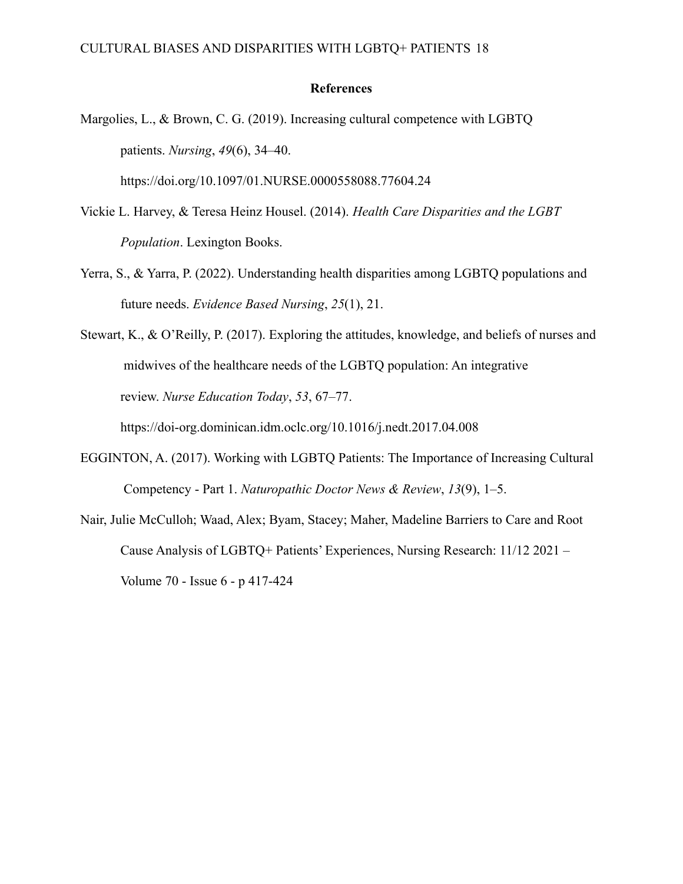**References**

Margolies, L., & Brown, C. G. (2019). Increasing cultural competence with LGBTQ patients. *Nursing*, *49*(6), 34–40. https://doi.org/10.1097/01.NURSE.0000558088.77604.24

Vickie L. Harvey, & Teresa Heinz Housel. (2014). *Health Care Disparities and the LGBT Population*. Lexington Books.

Yerra, S., & Yarra, P. (2022). Understanding health disparities among LGBTQ populations and future needs. *Evidence Based Nursing*, *25*(1), 21.

Stewart, K., & O'Reilly, P. (2017). Exploring the attitudes, knowledge, and beliefs of nurses and midwives of the healthcare needs of the LGBTQ population: An integrative review. *Nurse Education Today*, *53*, 67–77. https://doi-org.dominican.idm.oclc.org/10.1016/j.nedt.2017.04.008

EGGINTON, A. (2017). Working with LGBTQ Patients: The Importance of Increasing Cultural Competency - Part 1. *Naturopathic Doctor News & Review*, *13*(9), 1–5.

Nair, Julie McCulloh; Waad, Alex; Byam, Stacey; Maher, Madeline Barriers to Care and Root Cause Analysis of LGBTQ+ Patients' Experiences, Nursing Research: 11/12 2021 – Volume 70 - Issue 6 - p 417-424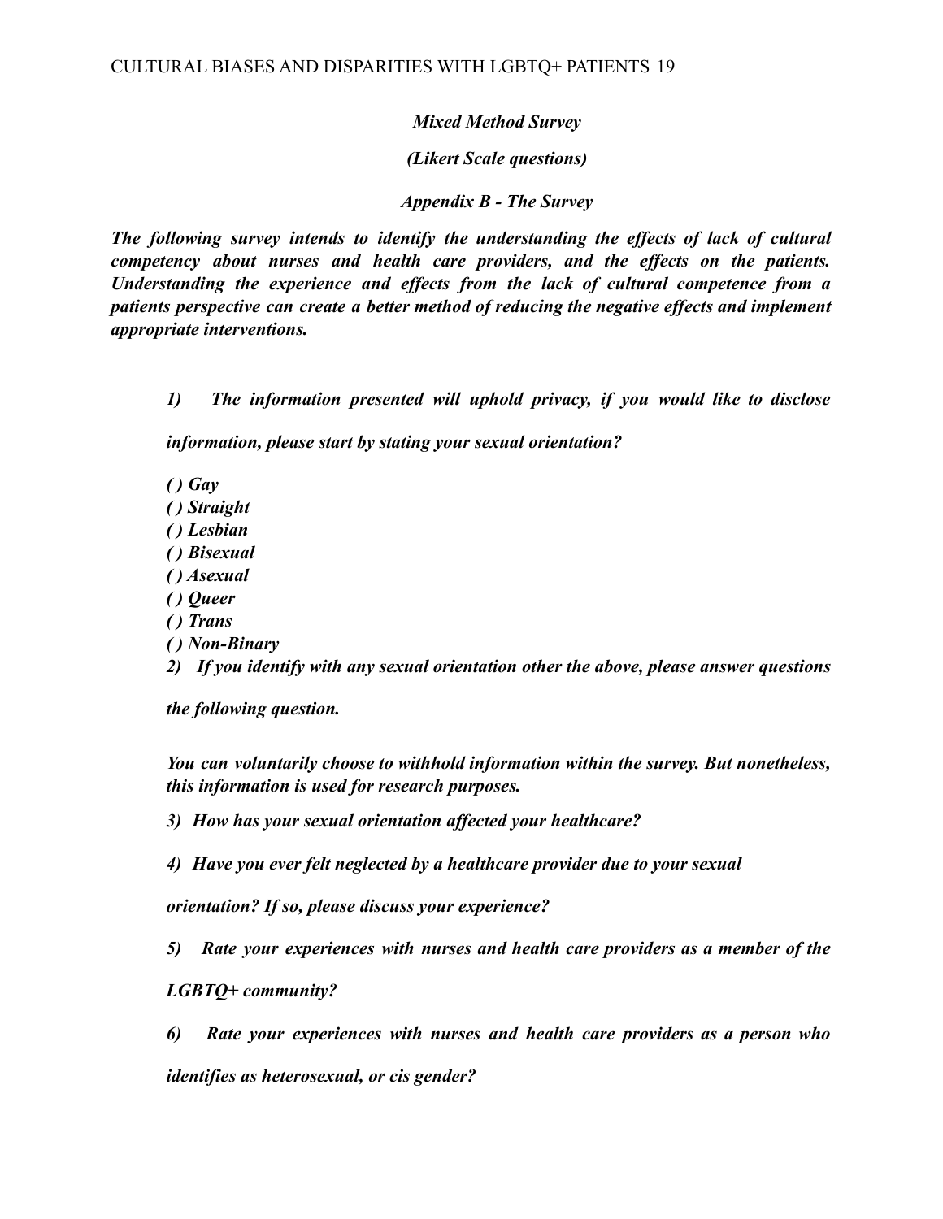*Mixed Method Survey*

*(Likert Scale questions)*

*Appendix B - The Survey*

***The following survey intends to identify the understanding the effects of lack of cultural competency about nurses and health care providers, and the effects on the patients. Understanding the experience and effects from the lack of cultural competence from a patients perspective can create a better method of reducing the negative effects and implement appropriate interventions.***

***1) The information presented will uphold privacy, if you would like to disclose information, please start by stating your sexual orientation?***

***( ) Gay***
***( ) Straight***
***( ) Lesbian***
***( ) Bisexual***
***( ) Asexual***
***( ) Queer***
***( ) Trans***
***( ) Non-Binary***

***2) If you identify with any sexual orientation other the above, please answer questions the following question.***

***You can voluntarily choose to withhold information within the survey. But nonetheless, this information is used for research purposes.***

***3) How has your sexual orientation affected your healthcare?***

***4) Have you ever felt neglected by a healthcare provider due to your sexual orientation? If so, please discuss your experience?***

***5) Rate your experiences with nurses and health care providers as a member of the LGBTQ+ community?***

***6) Rate your experiences with nurses and health care providers as a person who identifies as heterosexual, or cis gender?***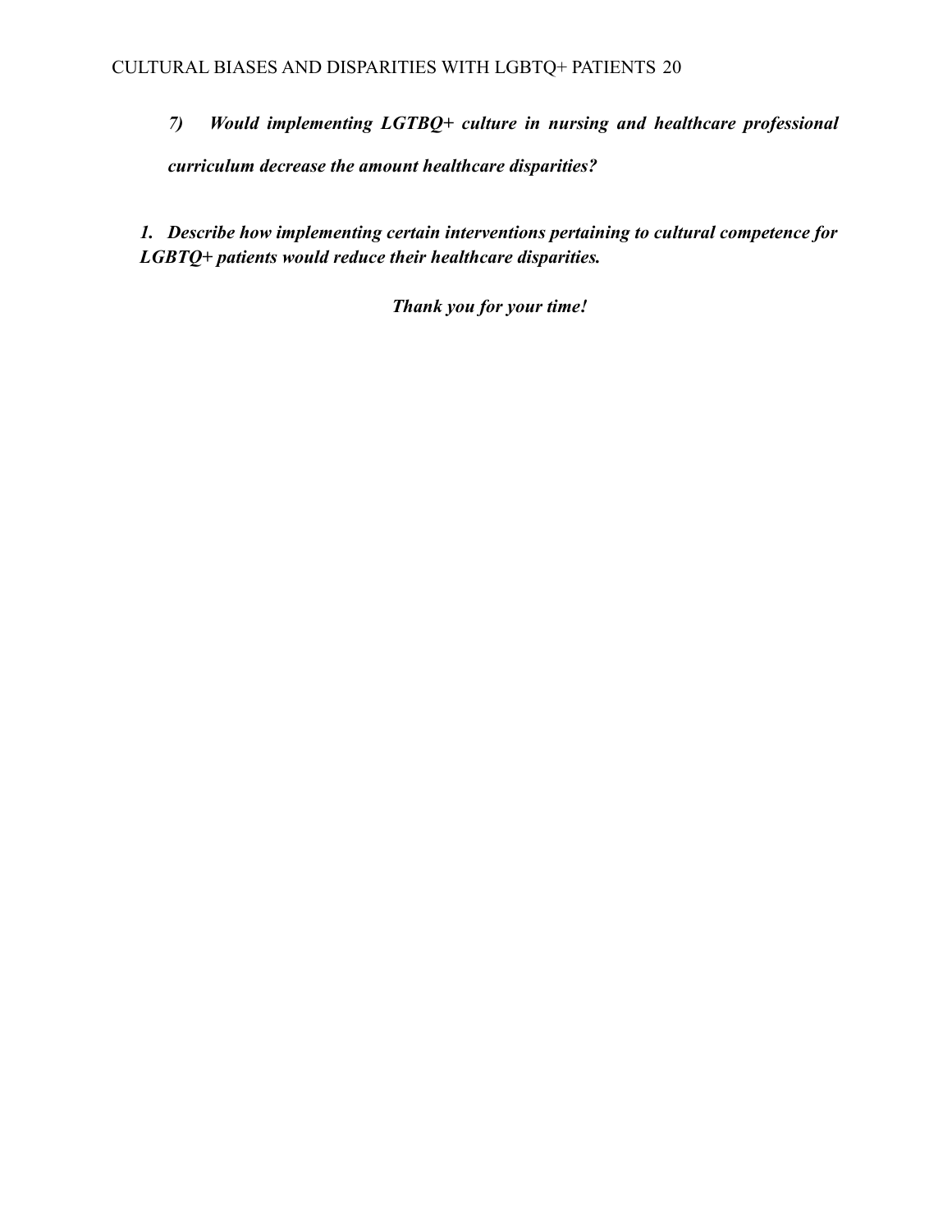7) ***Would implementing LGTBQ+ culture in nursing and healthcare professional curriculum decrease the amount healthcare disparities?***

***1. Describe how implementing certain interventions pertaining to cultural competence for LGBTQ+ patients would reduce their healthcare disparities.***

***Thank you for your time!***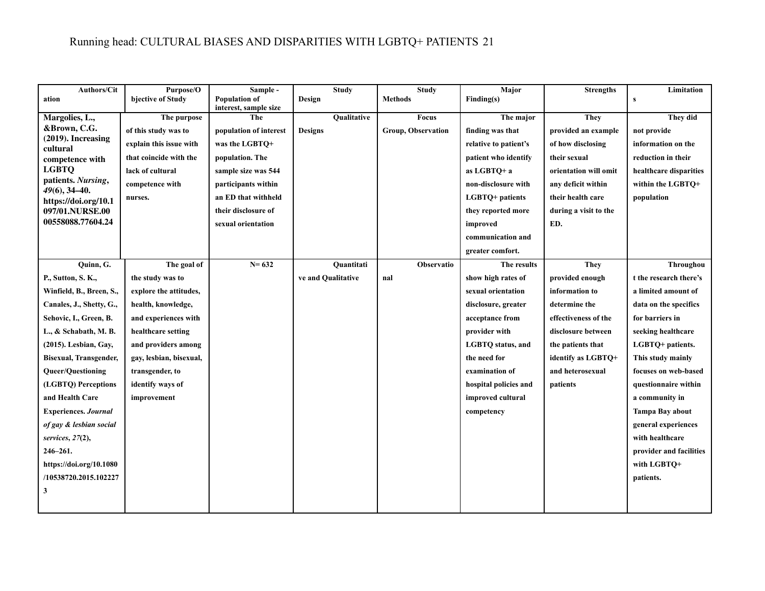| Authors/Citation | Purpose/Objective of Study | Sample - Population of interest, sample size | Study Design | Study Methods | Major Finding(s) | Strengths | Limitations |
|---|---|---|---|---|---|---|---|
| **Margolies, L., &Brown, C.G. (2019). Increasing cultural competence with LGBTQ patients. *Nursing*, *49*(6), 34–40. https://doi.org/10.1097/01.NURSE.0000558088.77604.24** | **The purpose of this study was to explain this issue with that coincide with the lack of cultural competence with nurses.** | **The population of interest was the LGBTQ+ population. The sample size was 544 participants within an ED that withheld their disclosure of sexual orientation** | **Qualitative Designs** | **Focus Group, Observation** | **The major finding was that relative to patient's patient who identify as LGBTQ+ a non-disclosure with LGBTQ+ patients they reported more improved communication and greater comfort.** | **They provided an example of how disclosing their sexual orientation will omit any deficit within their health care during a visit to the ED.** | **They did not provide information on the reduction in their healthcare disparities within the LGBTQ+ population** |
| **Quinn, G. P., Sutton, S. K., Winfield, B., Breen, S., Canales, J., Shetty, G., Sehovic, I., Green, B. L., & Schabath, M. B. (2015). Lesbian, Gay, Bisexual, Transgender, Queer/Questioning (LGBTQ) Perceptions and Health Care Experiences. *Journal of gay & lesbian social services*, *27*(2), 246–261. https://doi.org/10.1080/10538720.2015.1022273** | **The goal of the study was to explore the attitudes, health, knowledge, and experiences with healthcare setting and providers among gay, lesbian, bisexual, transgender, to identify ways of improvement** | **N= 632** | **Quantitative and Qualitative** | **Observational** | **The results show high rates of sexual orientation disclosure, greater acceptance from provider with LGBTQ status, and the need for examination of hospital policies and improved cultural competency** | **They provided enough information to determine the effectiveness of the disclosure between the patients that identify as LGBTQ+ and heterosexual patients** | **Throughout the research there's a limited amount of data on the specifics for barriers in seeking healthcare LGBTQ+ patients. This study mainly focuses on web-based questionnaire within a community in Tampa Bay about general experiences with healthcare provider and facilities with LGBTQ+ patients.** |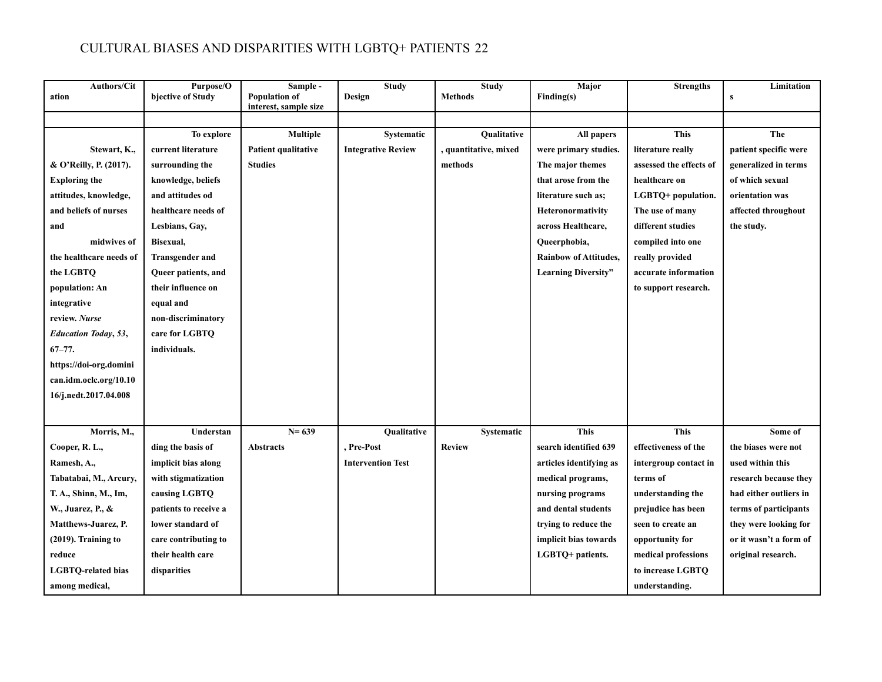| Authors/Citation | Purpose/Objective of Study | Sample - Population of interest, sample size | Study Design | Study Methods | Major Finding(s) | Strengths | Limitations |
|---|---|---|---|---|---|---|---|
| | | | | | | | |
| Stewart, K., & O'Reilly, P. (2017). Exploring the attitudes, knowledge, and beliefs of nurses and midwives of the healthcare needs of the LGBTQ population: An integrative review. *Nurse Education Today*, *53*, 67–77. https://doi-org.dominican.idm.oclc.org/10.1016/j.nedt.2017.04.008 | To explore current literature surrounding the knowledge, beliefs and attitudes od healthcare needs of Lesbians, Gay, Bisexual, Transgender and Queer patients, and their influence on equal and non-discriminatory care for LGBTQ individuals. | Multiple Patient qualitative Studies | Systematic Integrative Review | Qualitative, quantitative, mixed methods | All papers were primary studies. The major themes that arose from the literature such as; Heteronormativity across Healthcare, Queerphobia, Rainbow of Attitudes, Learning Diversity" | This literature really assessed the effects of healthcare on LGBTQ+ population. The use of many different studies compiled into one really provided accurate information to support research. | The patient specific were generalized in terms of which sexual orientation was affected throughout the study. |
| Morris, M., Cooper, R. L., Ramesh, A., Tabatabai, M., Arcury, T. A., Shinn, M., Im, W., Juarez, P., & Matthews-Juarez, P. (2019). Training to reduce LGBTQ-related bias among medical, | Understanding the basis of implicit bias along with stigmatization causing LGBTQ patients to receive a lower standard of care contributing to their health care disparities | N= 639 Abstracts | Qualitative, Pre-Post Intervention Test | Systematic Review | This search identified 639 articles identifying as medical programs, nursing programs and dental students trying to reduce the implicit bias towards LGBTQ+ patients. | This effectiveness of the intergroup contact in terms of understanding the prejudice has been seen to create an opportunity for medical professions to increase LGBTQ understanding. | Some of the biases were not used within this research because they had either outliers in terms of participants they were looking for or it wasn't a form of original research. |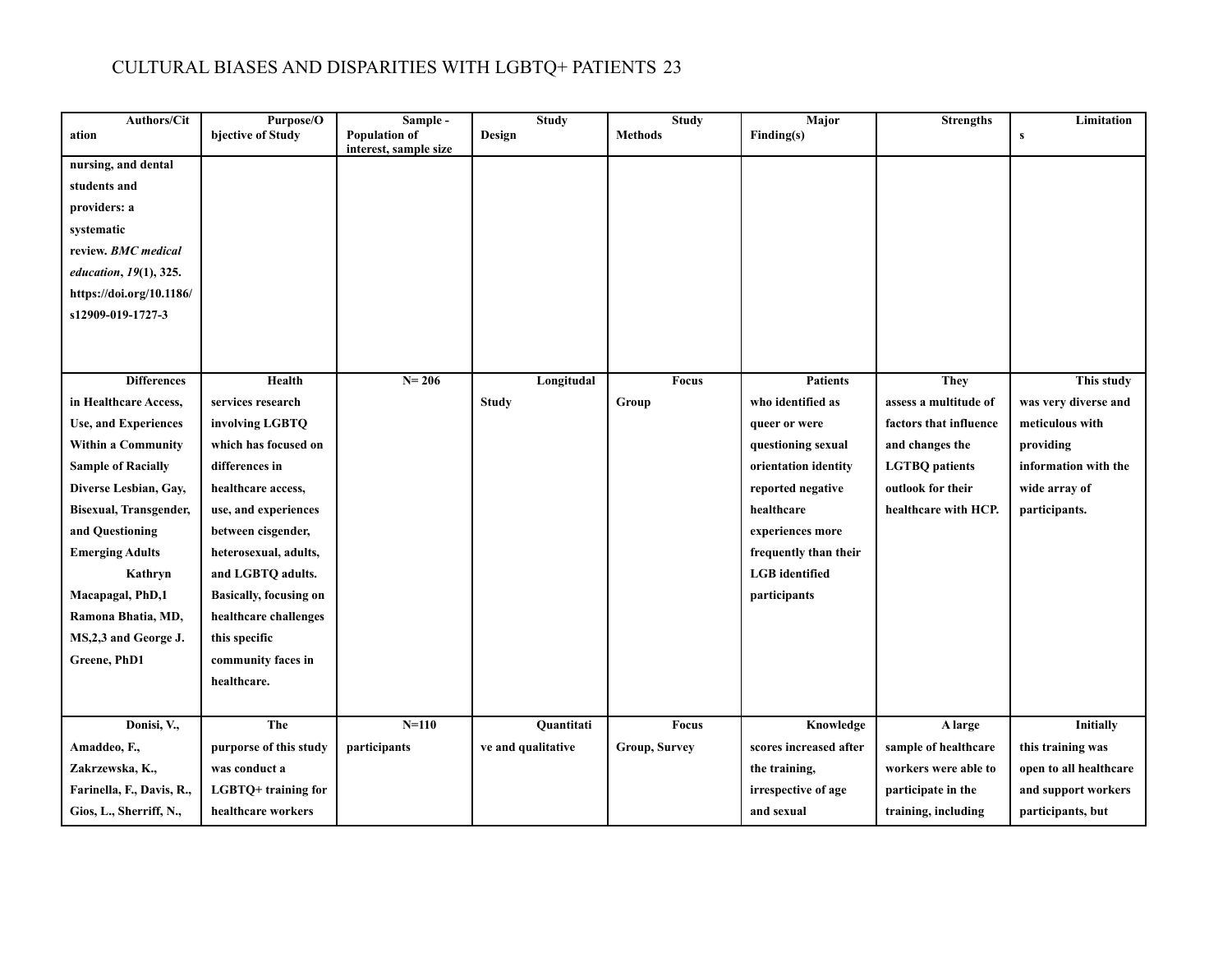| Authors/Citation | Purpose/Objective of Study | Sample - Population of interest, sample size | Study Design | Study Methods | Major Finding(s) | Strengths | Limitations |
|---|---|---|---|---|---|---|---|
| nursing, and dental students and providers: a systematic review. *BMC medical education*, *19*(1), 325. https://doi.org/10.1186/s12909-019-1727-3 | | | | | | | |
| Differences in Healthcare Access, Use, and Experiences Within a Community Sample of Racially Diverse Lesbian, Gay, Bisexual, Transgender, and Questioning Emerging Adults Kathryn Macapagal, PhD,1 Ramona Bhatia, MD, MS,2,3 and George J. Greene, PhD1 | Health services research involving LGBTQ which has focused on differences in healthcare access, use, and experiences between cisgender, heterosexual, adults, and LGBTQ adults. Basically, focusing on healthcare challenges this specific community faces in healthcare. | N= 206 | Longitudal Study | Focus Group | Patients who identified as queer or were questioning sexual orientation identity reported negative healthcare experiences more frequently than their LGB identified participants | They assess a multitude of factors that influence and changes the LGTBQ patients outlook for their healthcare with HCP. | This study was very diverse and meticulous with providing information with the wide array of participants. |
| Donisi, V., Amaddeo, F., Zakrzewska, K., Farinella, F., Davis, R., Gios, L., Sherriff, N., | The purporse of this study was conduct a LGBTQ+ training for healthcare workers | N=110 participants | Quantitative and qualitative | Focus Group, Survey | Knowledge scores increased after the training, irrespective of age and sexual | A large sample of healthcare workers were able to participate in the training, including | Initially this training was open to all healthcare and support workers participants, but |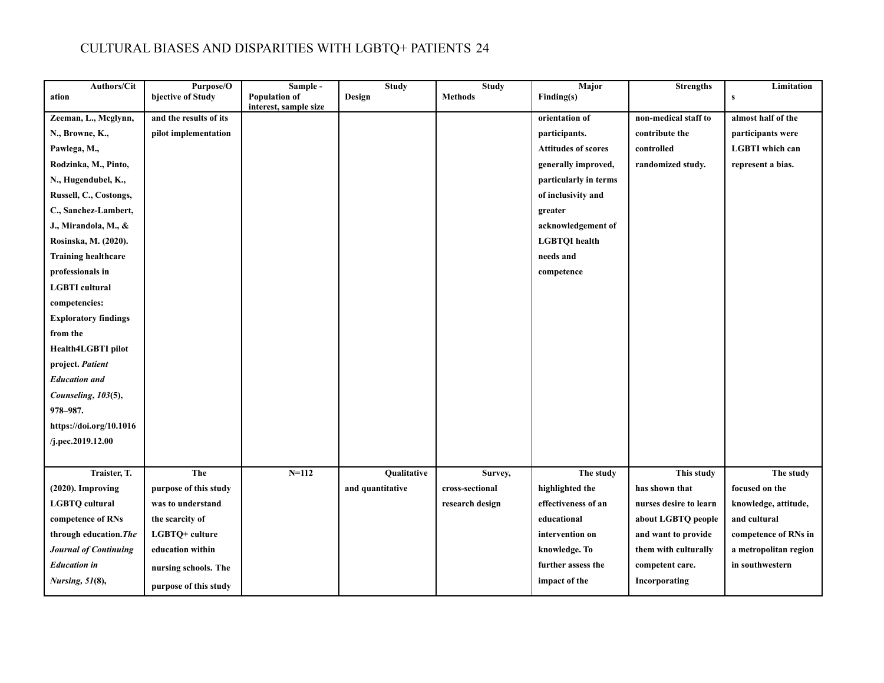| Authors/Citation | Purpose/Objective of Study | Sample - Population of interest, sample size | Study Design | Study Methods | Major Finding(s) | Strengths | Limitations |
|---|---|---|---|---|---|---|---|
| **Zeeman, L., Mcglynn, N., Browne, K., Pawlega, M., Rodzinka, M., Pinto, N., Hugendubel, K., Russell, C., Costongs, C., Sanchez-Lambert, J., Mirandola, M., & Rosinska, M. (2020). Training healthcare professionals in LGBTI cultural competencies: Exploratory findings from the Health4LGBTI pilot project. *Patient Education and Counseling*, *103*(5), 978–987. https://doi.org/10.1016/j.pec.2019.12.00** | **and the results of its pilot implementation** | | | | **orientation of participants. Attitudes of scores generally improved, particularly in terms of inclusivity and greater acknowledgement of LGBTQI health needs and competence** | **non-medical staff to contribute the controlled randomized study.** | **almost half of the participants were LGBTI which can represent a bias.** |
| **Traister, T. (2020). Improving LGBTQ cultural competence of RNs through education. *The Journal of Continuing Education in Nursing*, *51*(8),** | **The purpose of this study was to understand the scarcity of LGBTQ+ culture education within nursing schools. The purpose of this study** | **N=112** | **Qualitative and quantitative** | **Survey, cross-sectional research design** | **The study highlighted the effectiveness of an educational intervention on knowledge. To further assess the impact of the** | **This study has shown that nurses desire to learn about LGBTQ people and want to provide them with culturally competent care. Incorporating** | **The study focused on the knowledge, attitude, and cultural competence of RNs in a metropolitan region in southwestern** |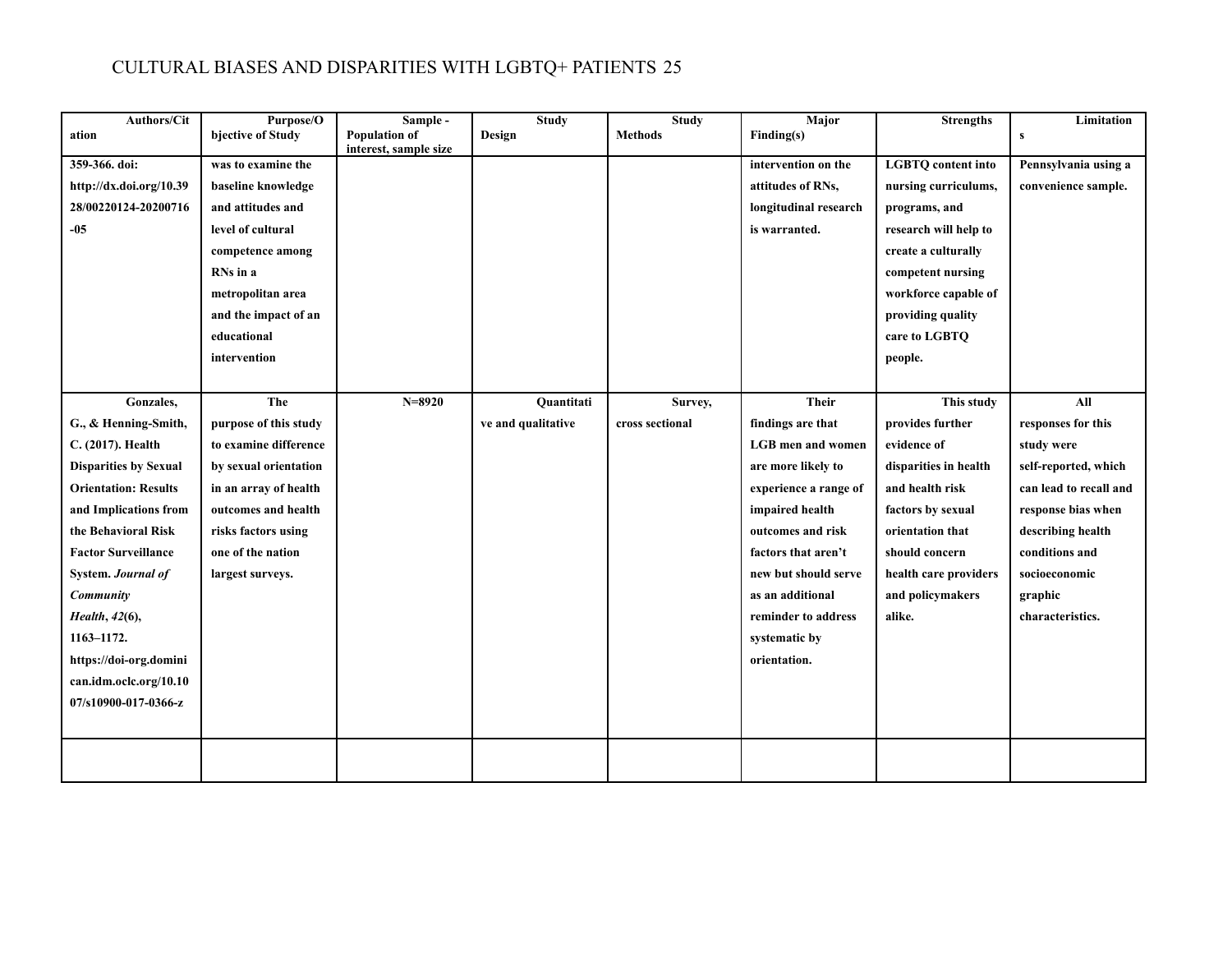| Authors/Citation | Purpose/Objective of Study | Sample - Population of interest, sample size | Study Design | Study Methods | Major Finding(s) | Strengths | Limitations |
|---|---|---|---|---|---|---|---|
| 359-366. doi: http://dx.doi.org/10.3928/00220124-20200716-05 | was to examine the baseline knowledge and attitudes and level of cultural competence among RNs in a metropolitan area and the impact of an educational intervention | | | | intervention on the attitudes of RNs, longitudinal research is warranted. | LGBTQ content into nursing curriculums, programs, and research will help to create a culturally competent nursing workforce capable of providing quality care to LGBTQ people. | Pennsylvania using a convenience sample. |
| Gonzales, G., & Henning-Smith, C. (2017). Health Disparities by Sexual Orientation: Results and Implications from the Behavioral Risk Factor Surveillance System. *Journal of Community Health*, *42*(6), 1163–1172. https://doi-org.dominican.idm.oclc.org/10.1007/s10900-017-0366-z | The purpose of this study to examine difference by sexual orientation in an array of health outcomes and health risks factors using one of the nation largest surveys. | N=8920 | Quantitative and qualitative | Survey, cross sectional | Their findings are that LGB men and women are more likely to experience a range of impaired health outcomes and risk factors that aren't new but should serve as an additional reminder to address systematic by orientation. | This study provides further evidence of disparities in health and health risk factors by sexual orientation that should concern health care providers and policymakers alike. | All responses for this study were self-reported, which can lead to recall and response bias when describing health conditions and socioeconomic graphic characteristics. |
| | | | | | | | |